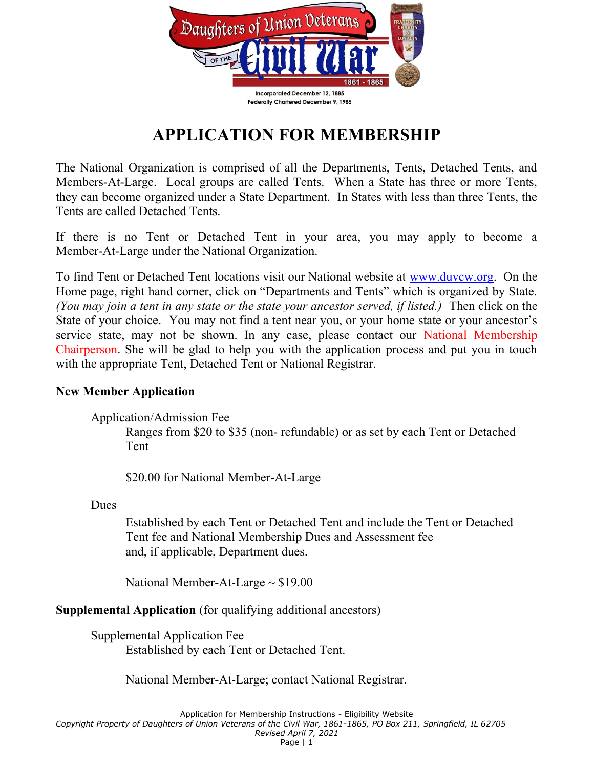Daughters of Union Veterans of the Civil War 1861 - 1865

Incorporated December 12, 1885
Federally Chartered December 9, 1985

# APPLICATION FOR MEMBERSHIP

The National Organization is comprised of all the Departments, Tents, Detached Tents, and Members-At-Large. Local groups are called Tents. When a State has three or more Tents, they can become organized under a State Department. In States with less than three Tents, the Tents are called Detached Tents.

If there is no Tent or Detached Tent in your area, you may apply to become a Member-At-Large under the National Organization.

To find Tent or Detached Tent locations visit our National website at [www.duvcw.org](http://www.duvcw.org). On the Home page, right hand corner, click on "Departments and Tents" which is organized by State. *(You may join a tent in any state or the state your ancestor served, if listed.)* Then click on the State of your choice. You may not find a tent near you, or your home state or your ancestor's service state, may not be shown. In any case, please contact our National Membership Chairperson. She will be glad to help you with the application process and put you in touch with the appropriate Tent, Detached Tent or National Registrar.

**New Member Application**

Application/Admission Fee

Ranges from $20 to $35 (non- refundable) or as set by each Tent or Detached Tent

$20.00 for National Member-At-Large

Dues

Established by each Tent or Detached Tent and include the Tent or Detached Tent fee and National Membership Dues and Assessment fee and, if applicable, Department dues.

National Member-At-Large ~ $19.00

**Supplemental Application** (for qualifying additional ancestors)

Supplemental Application Fee

Established by each Tent or Detached Tent.

National Member-At-Large; contact National Registrar.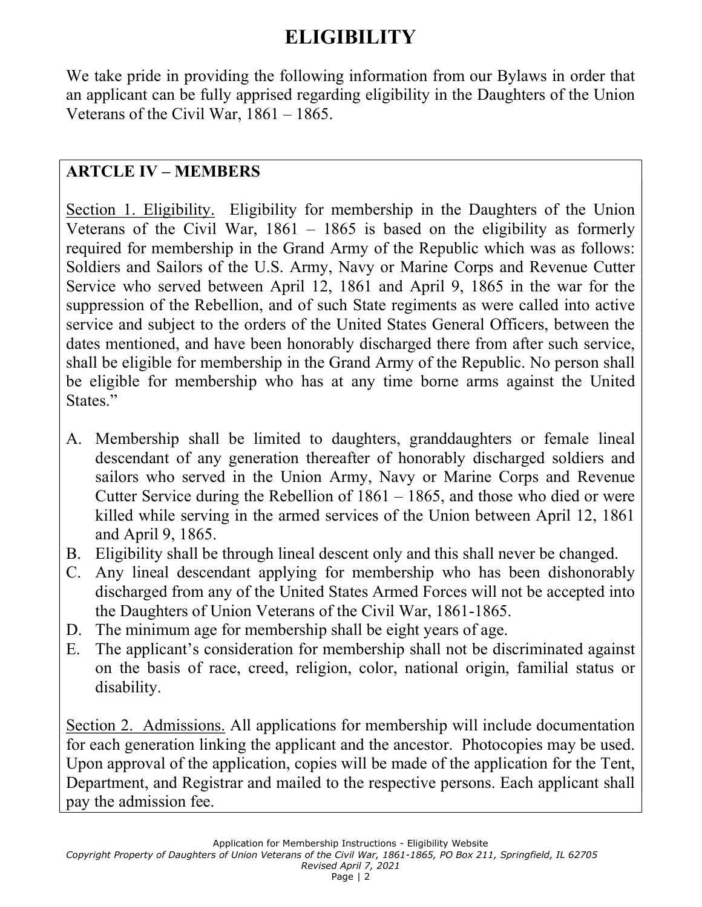# ELIGIBILITY

We take pride in providing the following information from our Bylaws in order that an applicant can be fully apprised regarding eligibility in the Daughters of the Union Veterans of the Civil War, 1861 – 1865.

## ARTCLE IV – MEMBERS

Section 1. Eligibility. Eligibility for membership in the Daughters of the Union Veterans of the Civil War, 1861 – 1865 is based on the eligibility as formerly required for membership in the Grand Army of the Republic which was as follows: Soldiers and Sailors of the U.S. Army, Navy or Marine Corps and Revenue Cutter Service who served between April 12, 1861 and April 9, 1865 in the war for the suppression of the Rebellion, and of such State regiments as were called into active service and subject to the orders of the United States General Officers, between the dates mentioned, and have been honorably discharged there from after such service, shall be eligible for membership in the Grand Army of the Republic. No person shall be eligible for membership who has at any time borne arms against the United States."

A. Membership shall be limited to daughters, granddaughters or female lineal descendant of any generation thereafter of honorably discharged soldiers and sailors who served in the Union Army, Navy or Marine Corps and Revenue Cutter Service during the Rebellion of 1861 – 1865, and those who died or were killed while serving in the armed services of the Union between April 12, 1861 and April 9, 1865.
B. Eligibility shall be through lineal descent only and this shall never be changed.
C. Any lineal descendant applying for membership who has been dishonorably discharged from any of the United States Armed Forces will not be accepted into the Daughters of Union Veterans of the Civil War, 1861-1865.
D. The minimum age for membership shall be eight years of age.
E. The applicant's consideration for membership shall not be discriminated against on the basis of race, creed, religion, color, national origin, familial status or disability.

Section 2. Admissions. All applications for membership will include documentation for each generation linking the applicant and the ancestor. Photocopies may be used. Upon approval of the application, copies will be made of the application for the Tent, Department, and Registrar and mailed to the respective persons. Each applicant shall pay the admission fee.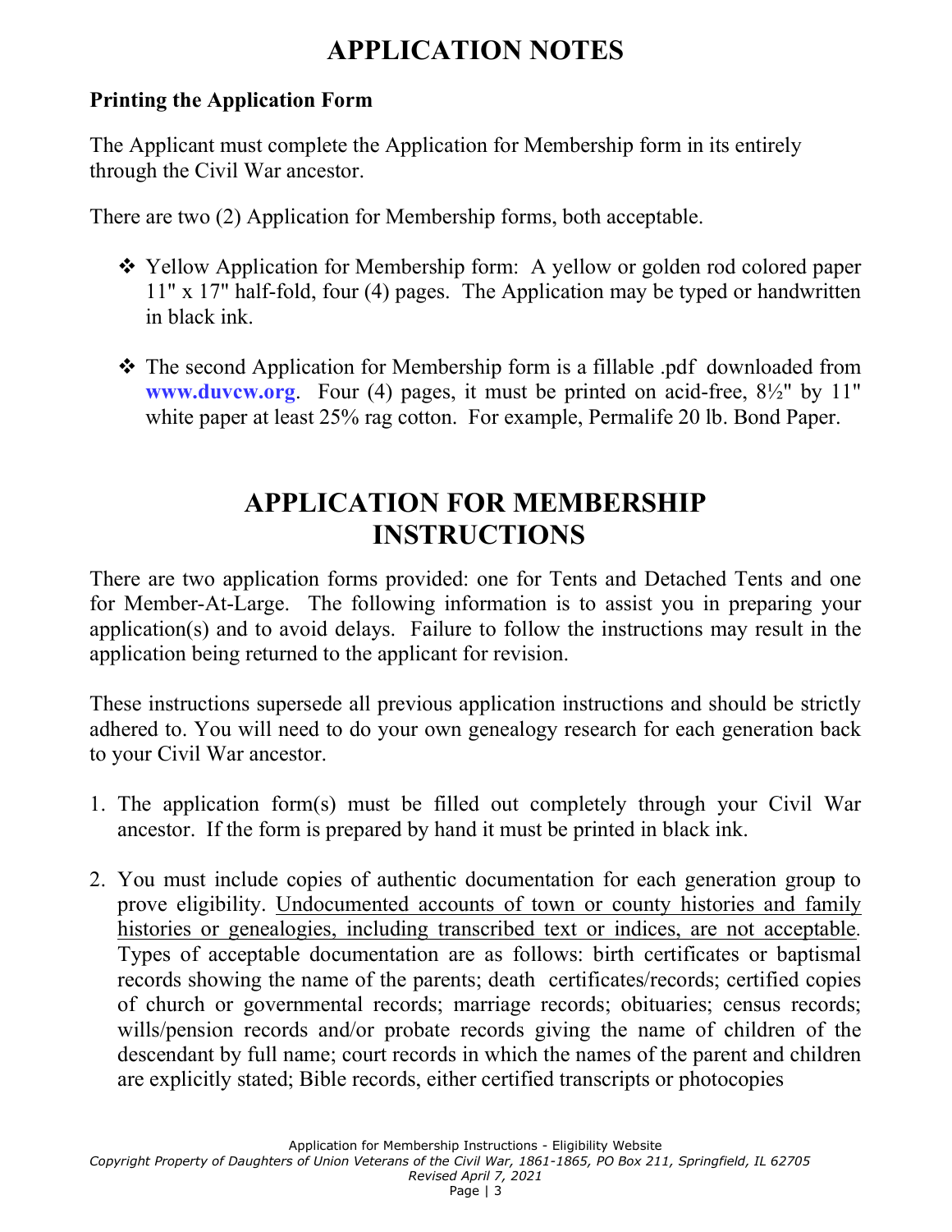# APPLICATION NOTES

### Printing the Application Form

The Applicant must complete the Application for Membership form in its entirely through the Civil War ancestor.

There are two (2) Application for Membership forms, both acceptable.

- Yellow Application for Membership form: A yellow or golden rod colored paper 11" x 17" half-fold, four (4) pages. The Application may be typed or handwritten in black ink.
- The second Application for Membership form is a fillable .pdf downloaded from **www.duvcw.org**. Four (4) pages, it must be printed on acid-free, 8½" by 11" white paper at least 25% rag cotton. For example, Permalife 20 lb. Bond Paper.

# APPLICATION FOR MEMBERSHIP INSTRUCTIONS

There are two application forms provided: one for Tents and Detached Tents and one for Member-At-Large. The following information is to assist you in preparing your application(s) and to avoid delays. Failure to follow the instructions may result in the application being returned to the applicant for revision.

These instructions supersede all previous application instructions and should be strictly adhered to. You will need to do your own genealogy research for each generation back to your Civil War ancestor.

1. The application form(s) must be filled out completely through your Civil War ancestor. If the form is prepared by hand it must be printed in black ink.

2. You must include copies of authentic documentation for each generation group to prove eligibility. <u>Undocumented accounts of town or county histories and family histories or genealogies, including transcribed text or indices, are not acceptable</u>. Types of acceptable documentation are as follows: birth certificates or baptismal records showing the name of the parents; death certificates/records; certified copies of church or governmental records; marriage records; obituaries; census records; wills/pension records and/or probate records giving the name of children of the descendant by full name; court records in which the names of the parent and children are explicitly stated; Bible records, either certified transcripts or photocopies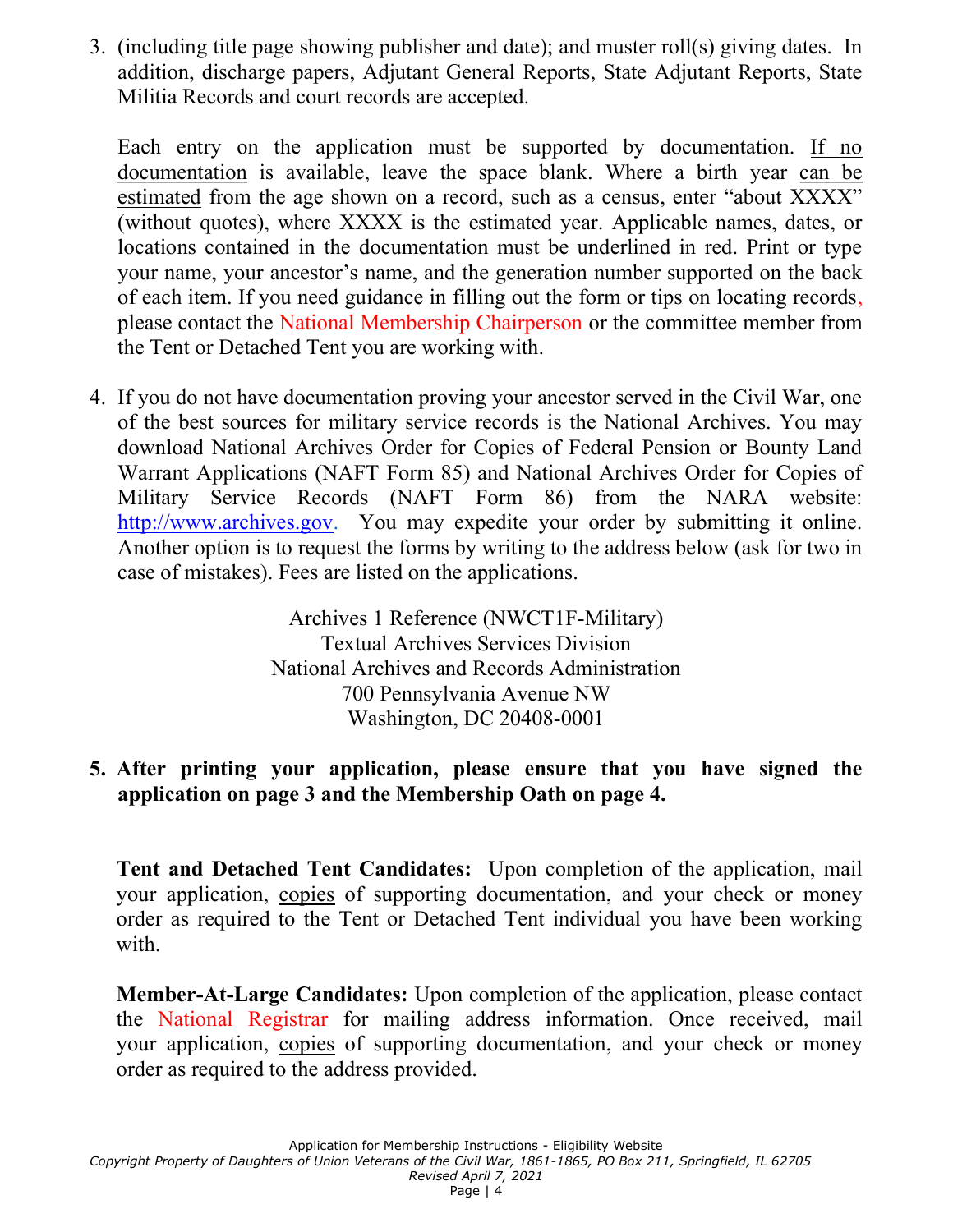3. (including title page showing publisher and date); and muster roll(s) giving dates. In addition, discharge papers, Adjutant General Reports, State Adjutant Reports, State Militia Records and court records are accepted.

   Each entry on the application must be supported by documentation. If no documentation is available, leave the space blank. Where a birth year can be estimated from the age shown on a record, such as a census, enter "about XXXX" (without quotes), where XXXX is the estimated year. Applicable names, dates, or locations contained in the documentation must be underlined in red. Print or type your name, your ancestor's name, and the generation number supported on the back of each item. If you need guidance in filling out the form or tips on locating records, please contact the National Membership Chairperson or the committee member from the Tent or Detached Tent you are working with.

4. If you do not have documentation proving your ancestor served in the Civil War, one of the best sources for military service records is the National Archives. You may download National Archives Order for Copies of Federal Pension or Bounty Land Warrant Applications (NAFT Form 85) and National Archives Order for Copies of Military Service Records (NAFT Form 86) from the NARA website: http://www.archives.gov. You may expedite your order by submitting it online. Another option is to request the forms by writing to the address below (ask for two in case of mistakes). Fees are listed on the applications.

   Archives 1 Reference (NWCT1F-Military)
   Textual Archives Services Division
   National Archives and Records Administration
   700 Pennsylvania Avenue NW
   Washington, DC 20408-0001

5. **After printing your application, please ensure that you have signed the application on page 3 and the Membership Oath on page 4.**

   **Tent and Detached Tent Candidates:** Upon completion of the application, mail your application, copies of supporting documentation, and your check or money order as required to the Tent or Detached Tent individual you have been working with.

   **Member-At-Large Candidates:** Upon completion of the application, please contact the National Registrar for mailing address information. Once received, mail your application, copies of supporting documentation, and your check or money order as required to the address provided.

Application for Membership Instructions - Eligibility Website

*Copyright Property of Daughters of Union Veterans of the Civil War, 1861-1865, PO Box 211, Springfield, IL 62705*

*Revised April 7, 2021*